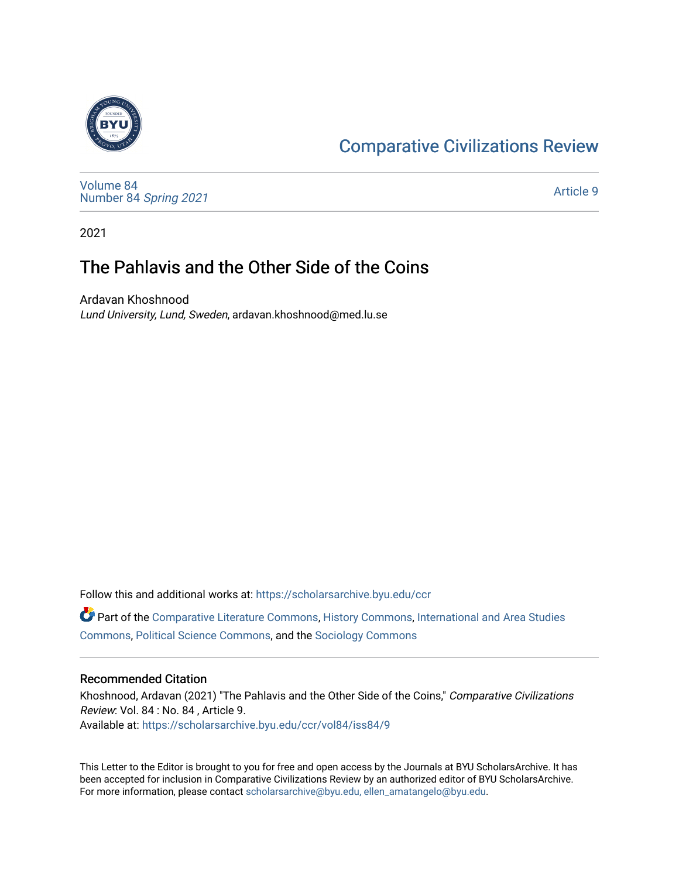Comparative Civilizations Review

Volume 84
Number 84 *Spring 2021*

Article 9

2021

# The Pahlavis and the Other Side of the Coins

Ardavan Khoshnood
*Lund University, Lund, Sweden*, ardavan.khoshnood@med.lu.se

Follow this and additional works at: https://scholarsarchive.byu.edu/ccr

Part of the Comparative Literature Commons, History Commons, International and Area Studies Commons, Political Science Commons, and the Sociology Commons

## Recommended Citation

Khoshnood, Ardavan (2021) "The Pahlavis and the Other Side of the Coins," *Comparative Civilizations Review*: Vol. 84 : No. 84 , Article 9.
Available at: https://scholarsarchive.byu.edu/ccr/vol84/iss84/9

This Letter to the Editor is brought to you for free and open access by the Journals at BYU ScholarsArchive. It has been accepted for inclusion in Comparative Civilizations Review by an authorized editor of BYU ScholarsArchive. For more information, please contact scholarsarchive@byu.edu, ellen_amatangelo@byu.edu.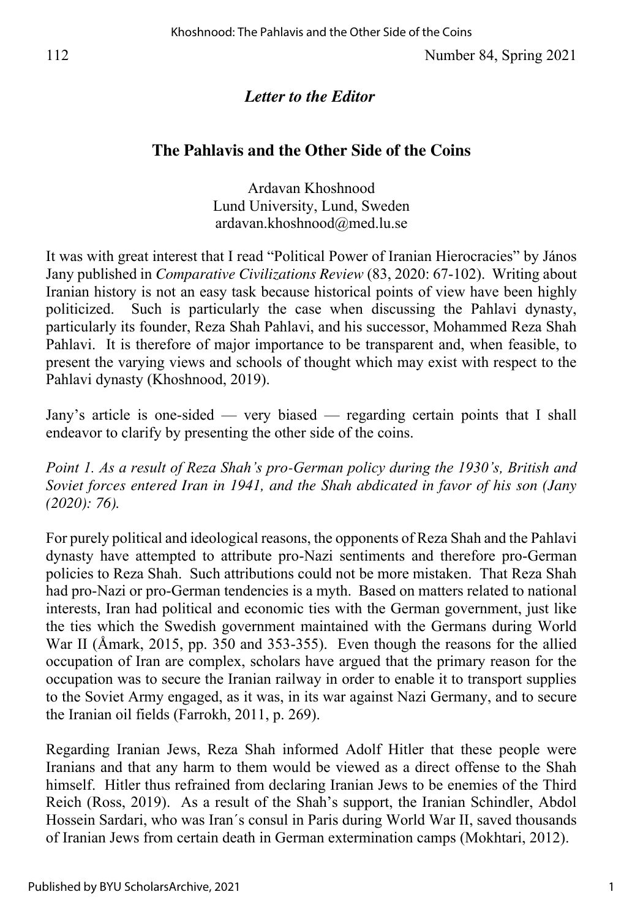*Letter to the Editor*

## The Pahlavis and the Other Side of the Coins

Ardavan Khoshnood
Lund University, Lund, Sweden
ardavan.khoshnood@med.lu.se

It was with great interest that I read "Political Power of Iranian Hierocracies" by János Jany published in *Comparative Civilizations Review* (83, 2020: 67-102). Writing about Iranian history is not an easy task because historical points of view have been highly politicized. Such is particularly the case when discussing the Pahlavi dynasty, particularly its founder, Reza Shah Pahlavi, and his successor, Mohammed Reza Shah Pahlavi. It is therefore of major importance to be transparent and, when feasible, to present the varying views and schools of thought which may exist with respect to the Pahlavi dynasty (Khoshnood, 2019).

Jany's article is one-sided — very biased — regarding certain points that I shall endeavor to clarify by presenting the other side of the coins.

*Point 1. As a result of Reza Shah's pro-German policy during the 1930's, British and Soviet forces entered Iran in 1941, and the Shah abdicated in favor of his son (Jany (2020): 76).*

For purely political and ideological reasons, the opponents of Reza Shah and the Pahlavi dynasty have attempted to attribute pro-Nazi sentiments and therefore pro-German policies to Reza Shah. Such attributions could not be more mistaken. That Reza Shah had pro-Nazi or pro-German tendencies is a myth. Based on matters related to national interests, Iran had political and economic ties with the German government, just like the ties which the Swedish government maintained with the Germans during World War II (Åmark, 2015, pp. 350 and 353-355). Even though the reasons for the allied occupation of Iran are complex, scholars have argued that the primary reason for the occupation was to secure the Iranian railway in order to enable it to transport supplies to the Soviet Army engaged, as it was, in its war against Nazi Germany, and to secure the Iranian oil fields (Farrokh, 2011, p. 269).

Regarding Iranian Jews, Reza Shah informed Adolf Hitler that these people were Iranians and that any harm to them would be viewed as a direct offense to the Shah himself. Hitler thus refrained from declaring Iranian Jews to be enemies of the Third Reich (Ross, 2019). As a result of the Shah's support, the Iranian Schindler, Abdol Hossein Sardari, who was Iran´s consul in Paris during World War II, saved thousands of Iranian Jews from certain death in German extermination camps (Mokhtari, 2012).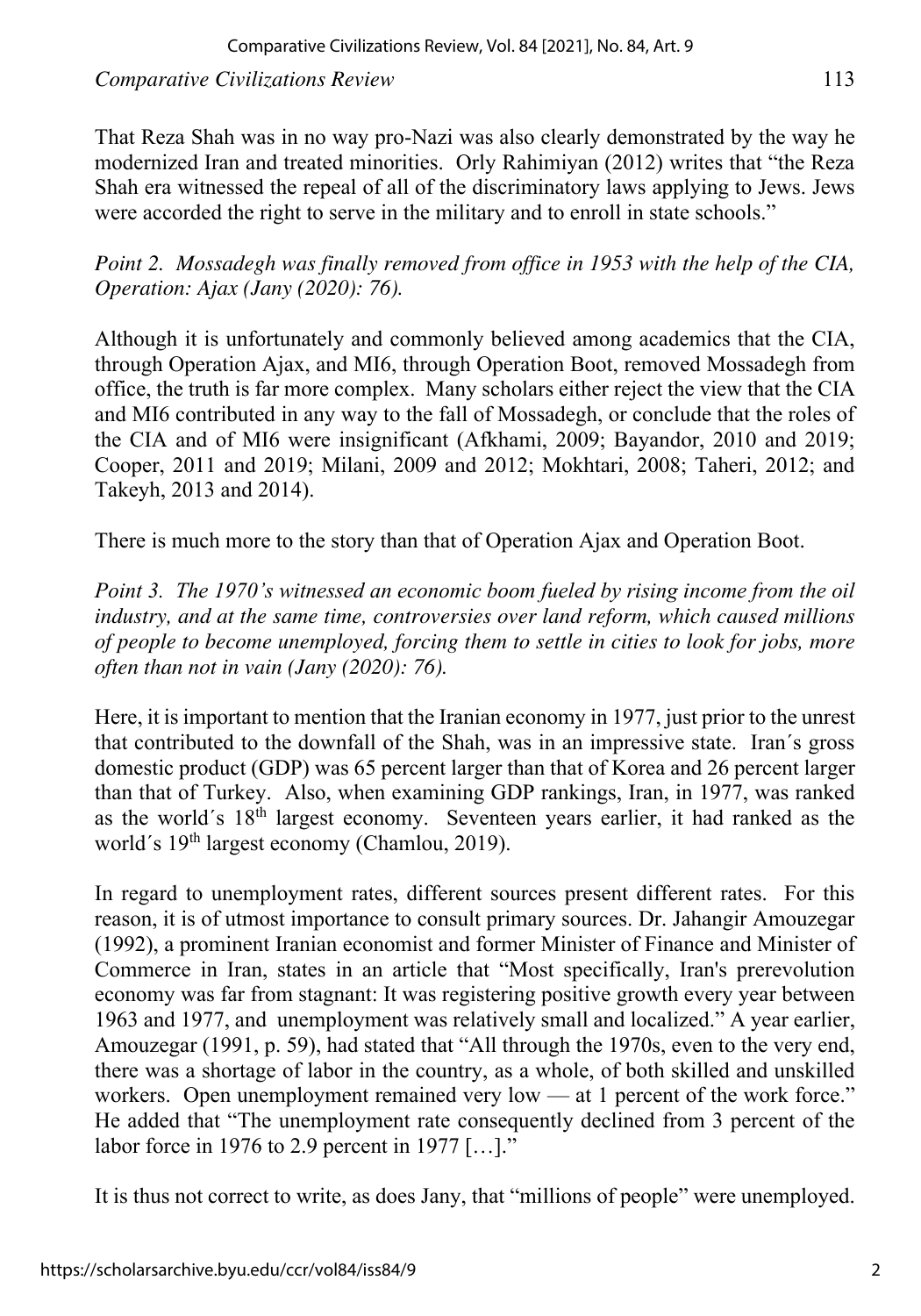That Reza Shah was in no way pro-Nazi was also clearly demonstrated by the way he modernized Iran and treated minorities. Orly Rahimiyan (2012) writes that "the Reza Shah era witnessed the repeal of all of the discriminatory laws applying to Jews. Jews were accorded the right to serve in the military and to enroll in state schools."

*Point 2. Mossadegh was finally removed from office in 1953 with the help of the CIA, Operation: Ajax (Jany (2020): 76).*

Although it is unfortunately and commonly believed among academics that the CIA, through Operation Ajax, and MI6, through Operation Boot, removed Mossadegh from office, the truth is far more complex. Many scholars either reject the view that the CIA and MI6 contributed in any way to the fall of Mossadegh, or conclude that the roles of the CIA and of MI6 were insignificant (Afkhami, 2009; Bayandor, 2010 and 2019; Cooper, 2011 and 2019; Milani, 2009 and 2012; Mokhtari, 2008; Taheri, 2012; and Takeyh, 2013 and 2014).

There is much more to the story than that of Operation Ajax and Operation Boot.

*Point 3. The 1970's witnessed an economic boom fueled by rising income from the oil industry, and at the same time, controversies over land reform, which caused millions of people to become unemployed, forcing them to settle in cities to look for jobs, more often than not in vain (Jany (2020): 76).*

Here, it is important to mention that the Iranian economy in 1977, just prior to the unrest that contributed to the downfall of the Shah, was in an impressive state. Iran´s gross domestic product (GDP) was 65 percent larger than that of Korea and 26 percent larger than that of Turkey. Also, when examining GDP rankings, Iran, in 1977, was ranked as the world´s 18th largest economy. Seventeen years earlier, it had ranked as the world´s 19th largest economy (Chamlou, 2019).

In regard to unemployment rates, different sources present different rates. For this reason, it is of utmost importance to consult primary sources. Dr. Jahangir Amouzegar (1992), a prominent Iranian economist and former Minister of Finance and Minister of Commerce in Iran, states in an article that "Most specifically, Iran's prerevolution economy was far from stagnant: It was registering positive growth every year between 1963 and 1977, and unemployment was relatively small and localized." A year earlier, Amouzegar (1991, p. 59), had stated that "All through the 1970s, even to the very end, there was a shortage of labor in the country, as a whole, of both skilled and unskilled workers. Open unemployment remained very low — at 1 percent of the work force." He added that "The unemployment rate consequently declined from 3 percent of the labor force in 1976 to 2.9 percent in 1977 […]."

It is thus not correct to write, as does Jany, that "millions of people" were unemployed.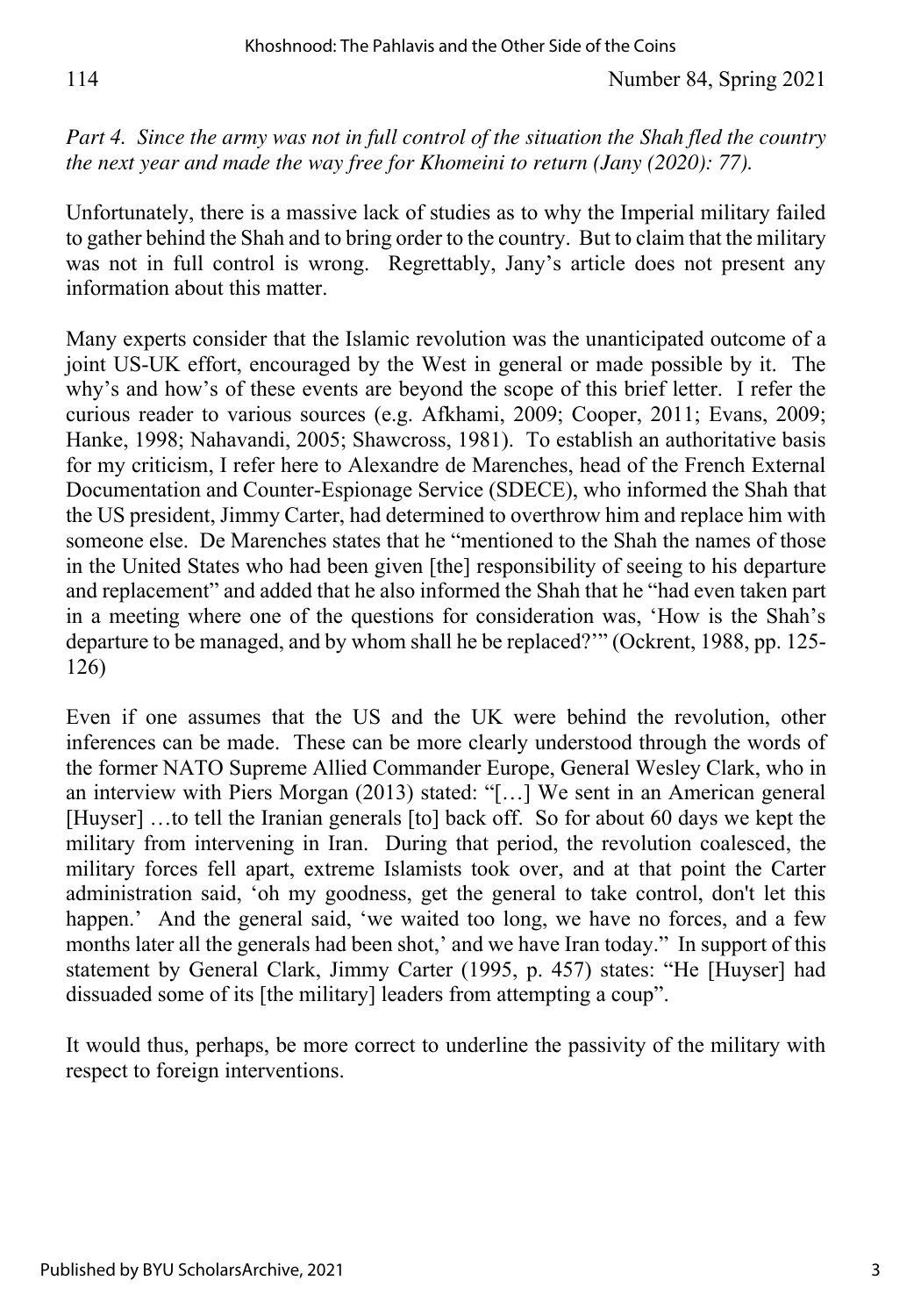*Part 4. Since the army was not in full control of the situation the Shah fled the country the next year and made the way free for Khomeini to return (Jany (2020): 77).*

Unfortunately, there is a massive lack of studies as to why the Imperial military failed to gather behind the Shah and to bring order to the country. But to claim that the military was not in full control is wrong. Regrettably, Jany's article does not present any information about this matter.

Many experts consider that the Islamic revolution was the unanticipated outcome of a joint US-UK effort, encouraged by the West in general or made possible by it. The why's and how's of these events are beyond the scope of this brief letter. I refer the curious reader to various sources (e.g. Afkhami, 2009; Cooper, 2011; Evans, 2009; Hanke, 1998; Nahavandi, 2005; Shawcross, 1981). To establish an authoritative basis for my criticism, I refer here to Alexandre de Marenches, head of the French External Documentation and Counter-Espionage Service (SDECE), who informed the Shah that the US president, Jimmy Carter, had determined to overthrow him and replace him with someone else. De Marenches states that he "mentioned to the Shah the names of those in the United States who had been given [the] responsibility of seeing to his departure and replacement" and added that he also informed the Shah that he "had even taken part in a meeting where one of the questions for consideration was, 'How is the Shah's departure to be managed, and by whom shall he be replaced?'" (Ockrent, 1988, pp. 125-126)

Even if one assumes that the US and the UK were behind the revolution, other inferences can be made. These can be more clearly understood through the words of the former NATO Supreme Allied Commander Europe, General Wesley Clark, who in an interview with Piers Morgan (2013) stated: "[…] We sent in an American general [Huyser] …to tell the Iranian generals [to] back off. So for about 60 days we kept the military from intervening in Iran. During that period, the revolution coalesced, the military forces fell apart, extreme Islamists took over, and at that point the Carter administration said, 'oh my goodness, get the general to take control, don't let this happen.' And the general said, 'we waited too long, we have no forces, and a few months later all the generals had been shot,' and we have Iran today." In support of this statement by General Clark, Jimmy Carter (1995, p. 457) states: "He [Huyser] had dissuaded some of its [the military] leaders from attempting a coup".

It would thus, perhaps, be more correct to underline the passivity of the military with respect to foreign interventions.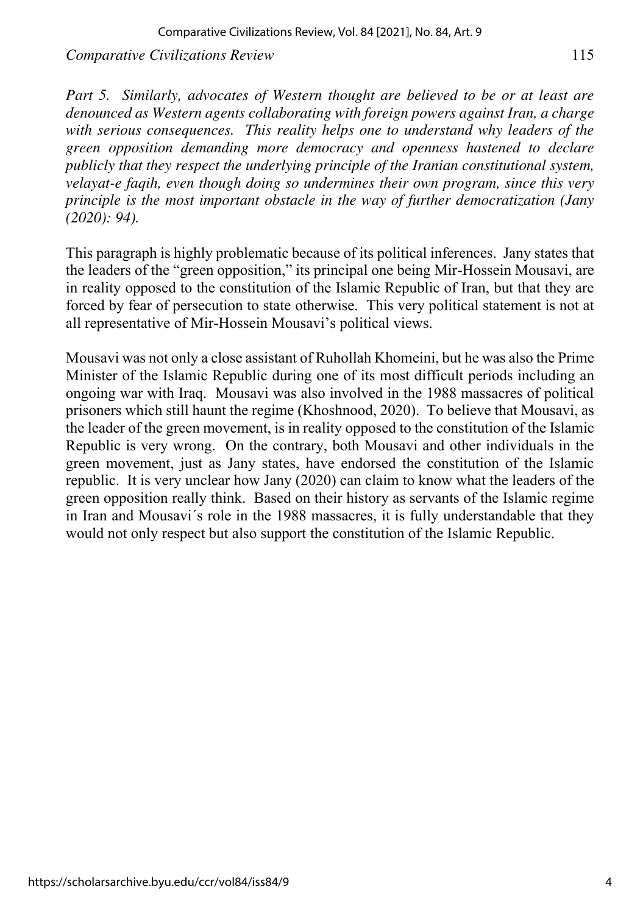*Part 5. Similarly, advocates of Western thought are believed to be or at least are denounced as Western agents collaborating with foreign powers against Iran, a charge with serious consequences. This reality helps one to understand why leaders of the green opposition demanding more democracy and openness hastened to declare publicly that they respect the underlying principle of the Iranian constitutional system, velayat-e faqih, even though doing so undermines their own program, since this very principle is the most important obstacle in the way of further democratization (Jany (2020): 94).*

This paragraph is highly problematic because of its political inferences. Jany states that the leaders of the "green opposition," its principal one being Mir-Hossein Mousavi, are in reality opposed to the constitution of the Islamic Republic of Iran, but that they are forced by fear of persecution to state otherwise. This very political statement is not at all representative of Mir-Hossein Mousavi's political views.

Mousavi was not only a close assistant of Ruhollah Khomeini, but he was also the Prime Minister of the Islamic Republic during one of its most difficult periods including an ongoing war with Iraq. Mousavi was also involved in the 1988 massacres of political prisoners which still haunt the regime (Khoshnood, 2020). To believe that Mousavi, as the leader of the green movement, is in reality opposed to the constitution of the Islamic Republic is very wrong. On the contrary, both Mousavi and other individuals in the green movement, just as Jany states, have endorsed the constitution of the Islamic republic. It is very unclear how Jany (2020) can claim to know what the leaders of the green opposition really think. Based on their history as servants of the Islamic regime in Iran and Mousavi´s role in the 1988 massacres, it is fully understandable that they would not only respect but also support the constitution of the Islamic Republic.